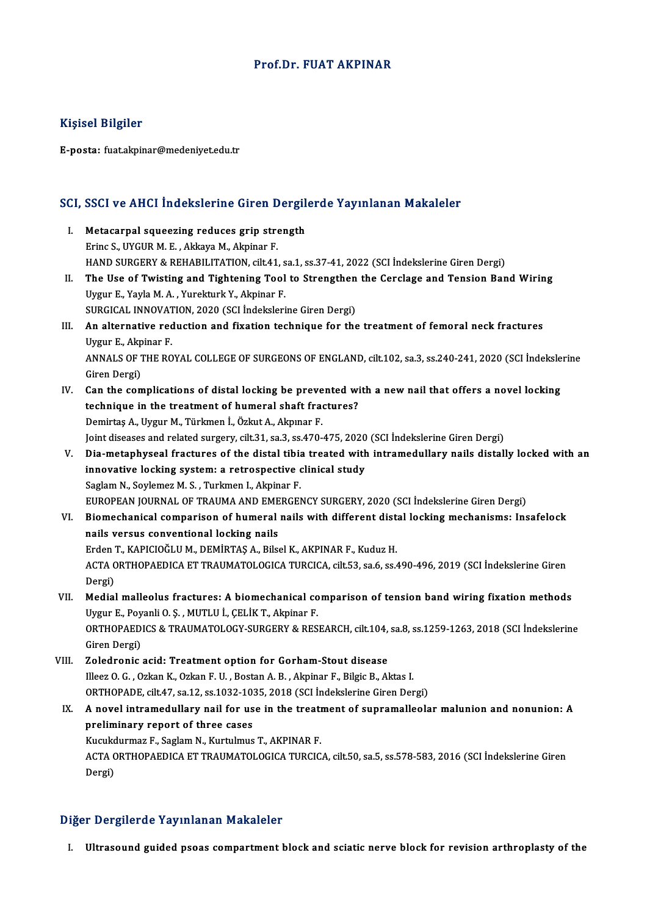# Prof.Dr. FUAT AKPINAR

## Kişisel Bilgiler

**E-posta:** fuat.akpinar@medeniyet.edu.tr

## SCI, SSCI ve AHCI İndekslerine Giren Dergilerde Yayınlanan Makaleler

I. **Metacarpal squeezing reduces grip strength**
   Erinc S., UYGUR M. E. , Akkaya M., Akpinar F.
   HAND SURGERY & REHABILITATION, cilt.41, sa.1, ss.37-41, 2022 (SCI İndekslerine Giren Dergi)

II. **The Use of Twisting and Tightening Tool to Strengthen the Cerclage and Tension Band Wiring**
   Uygur E., Yayla M. A. , Yurekturk Y., Akpinar F.
   SURGICAL INNOVATION, 2020 (SCI İndekslerine Giren Dergi)

III. **An alternative reduction and fixation technique for the treatment of femoral neck fractures**
   Uygur E., Akpinar F.
   ANNALS OF THE ROYAL COLLEGE OF SURGEONS OF ENGLAND, cilt.102, sa.3, ss.240-241, 2020 (SCI İndekslerine Giren Dergi)

IV. **Can the complications of distal locking be prevented with a new nail that offers a novel locking technique in the treatment of humeral shaft fractures?**
   Demirtaş A., Uygur M., Türkmen İ., Özkut A., Akpınar F.
   Joint diseases and related surgery, cilt.31, sa.3, ss.470-475, 2020 (SCI İndekslerine Giren Dergi)

V. **Dia-metaphyseal fractures of the distal tibia treated with intramedullary nails distally locked with an innovative locking system: a retrospective clinical study**
   Saglam N., Soylemez M. S. , Turkmen I., Akpinar F.
   EUROPEAN JOURNAL OF TRAUMA AND EMERGENCY SURGERY, 2020 (SCI İndekslerine Giren Dergi)

VI. **Biomechanical comparison of humeral nails with different distal locking mechanisms: Insafelock nails versus conventional locking nails**
   Erden T., KAPICIOĞLU M., DEMİRTAŞ A., Bilsel K., AKPINAR F., Kuduz H.
   ACTA ORTHOPAEDICA ET TRAUMATOLOGICA TURCICA, cilt.53, sa.6, ss.490-496, 2019 (SCI İndekslerine Giren Dergi)

VII. **Medial malleolus fractures: A biomechanical comparison of tension band wiring fixation methods**
   Uygur E., Poyanli O. Ş. , MUTLU İ., ÇELİK T., Akpinar F.
   ORTHOPAEDICS & TRAUMATOLOGY-SURGERY & RESEARCH, cilt.104, sa.8, ss.1259-1263, 2018 (SCI İndekslerine Giren Dergi)

VIII. **Zoledronic acid: Treatment option for Gorham-Stout disease**
   Illeez O. G. , Ozkan K., Ozkan F. U. , Bostan A. B. , Akpinar F., Bilgic B., Aktas I.
   ORTHOPADE, cilt.47, sa.12, ss.1032-1035, 2018 (SCI İndekslerine Giren Dergi)

IX. **A novel intramedullary nail for use in the treatment of supramalleolar malunion and nonunion: A preliminary report of three cases**
   Kucukdurmaz F., Saglam N., Kurtulmus T., AKPINAR F.
   ACTA ORTHOPAEDICA ET TRAUMATOLOGICA TURCICA, cilt.50, sa.5, ss.578-583, 2016 (SCI İndekslerine Giren Dergi)

## Diğer Dergilerde Yayınlanan Makaleler

I. **Ultrasound guided psoas compartment block and sciatic nerve block for revision arthroplasty of the**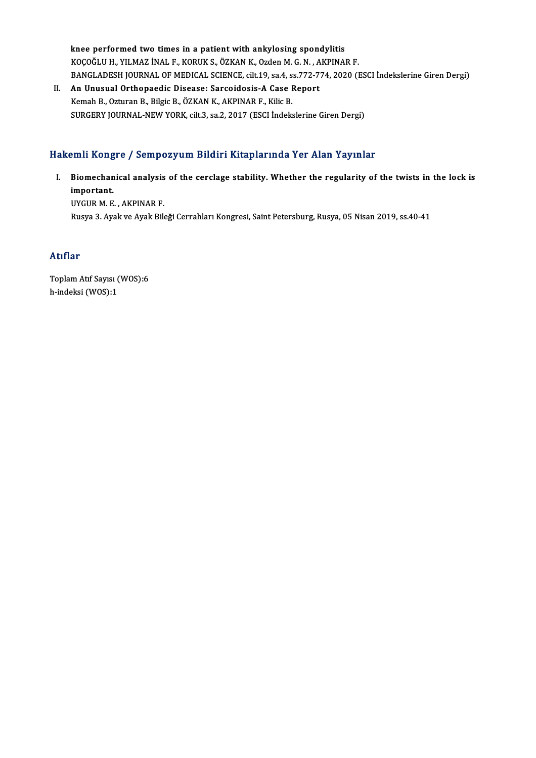**knee performed two times in a patient with ankylosing spondylitis**
KOÇOĞLU H., YILMAZ İNAL F., KORUK S., ÖZKAN K., Ozden M. G. N. , AKPINAR F.
BANGLADESH JOURNAL OF MEDICAL SCIENCE, cilt.19, sa.4, ss.772-774, 2020 (ESCI İndekslerine Giren Dergi)

II. **An Unusual Orthopaedic Disease: Sarcoidosis-A Case Report**
Kemah B., Ozturan B., Bilgic B., ÖZKAN K., AKPINAR F., Kilic B.
SURGERY JOURNAL-NEW YORK, cilt.3, sa.2, 2017 (ESCI İndekslerine Giren Dergi)

## Hakemli Kongre / Sempozyum Bildiri Kitaplarında Yer Alan Yayınlar

I. **Biomechanical analysis of the cerclage stability. Whether the regularity of the twists in the lock is important.**
UYGUR M. E. , AKPINAR F.
Rusya 3. Ayak ve Ayak Bileği Cerrahları Kongresi, Saint Petersburg, Rusya, 05 Nisan 2019, ss.40-41

## Atıflar

Toplam Atıf Sayısı (WOS):6
h-indeksi (WOS):1